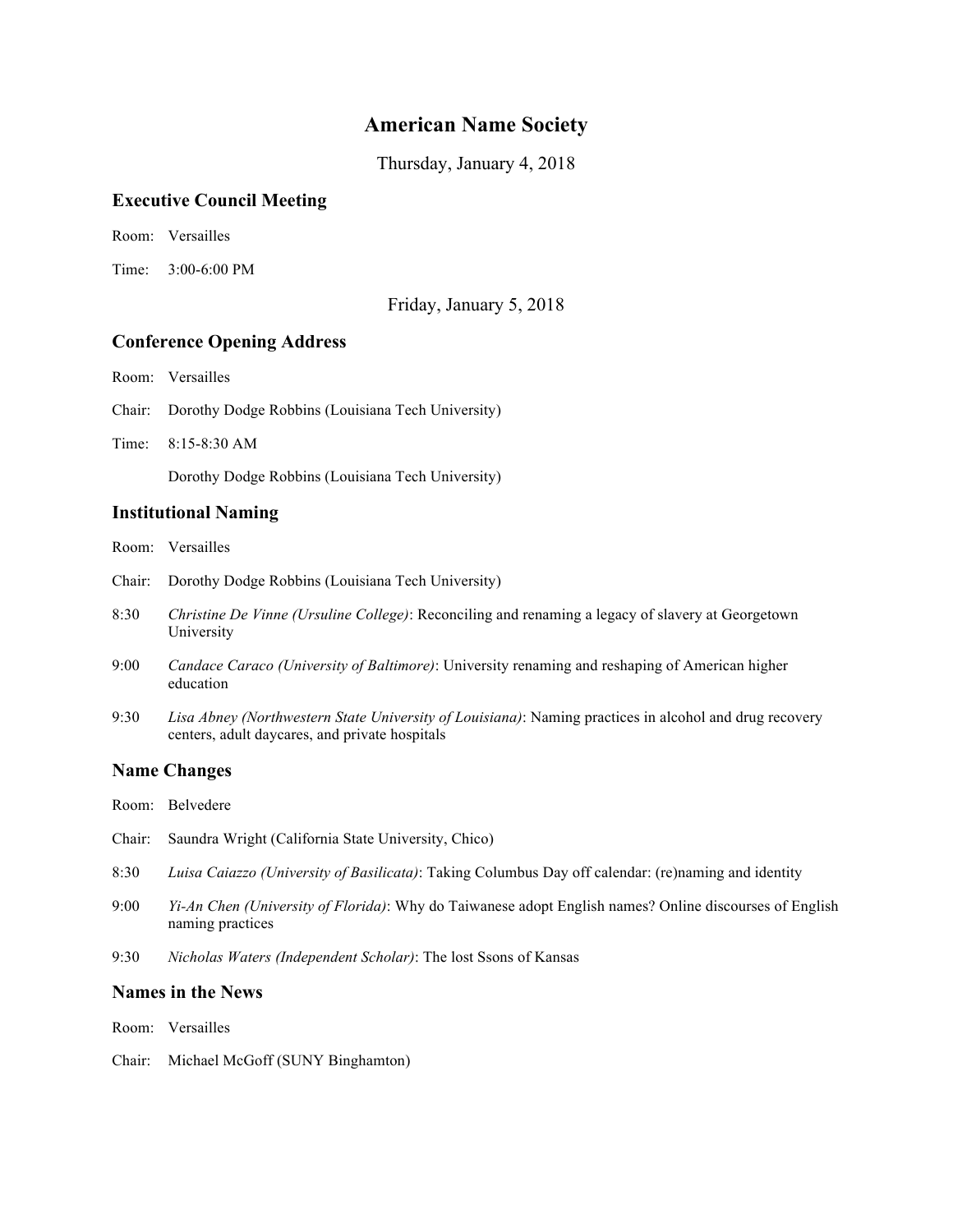# American Name Society

Thursday, January 4, 2018

## Executive Council Meeting

Room: Versailles

Time: 3:00-6:00 PM

Friday, January 5, 2018

## Conference Opening Address

Room: Versailles

Chair: Dorothy Dodge Robbins (Louisiana Tech University)

Time: 8:15-8:30 AM

Dorothy Dodge Robbins (Louisiana Tech University)

## Institutional Naming

Room: Versailles

Chair: Dorothy Dodge Robbins (Louisiana Tech University)

8:30 *Christine De Vinne (Ursuline College)*: Reconciling and renaming a legacy of slavery at Georgetown University

9:00 *Candace Caraco (University of Baltimore)*: University renaming and reshaping of American higher education

9:30 *Lisa Abney (Northwestern State University of Louisiana)*: Naming practices in alcohol and drug recovery centers, adult daycares, and private hospitals

## Name Changes

Room: Belvedere

Chair: Saundra Wright (California State University, Chico)

8:30 *Luisa Caiazzo (University of Basilicata)*: Taking Columbus Day off calendar: (re)naming and identity

9:00 *Yi-An Chen (University of Florida)*: Why do Taiwanese adopt English names? Online discourses of English naming practices

9:30 *Nicholas Waters (Independent Scholar)*: The lost Ssons of Kansas

## Names in the News

Room: Versailles

Chair: Michael McGoff (SUNY Binghamton)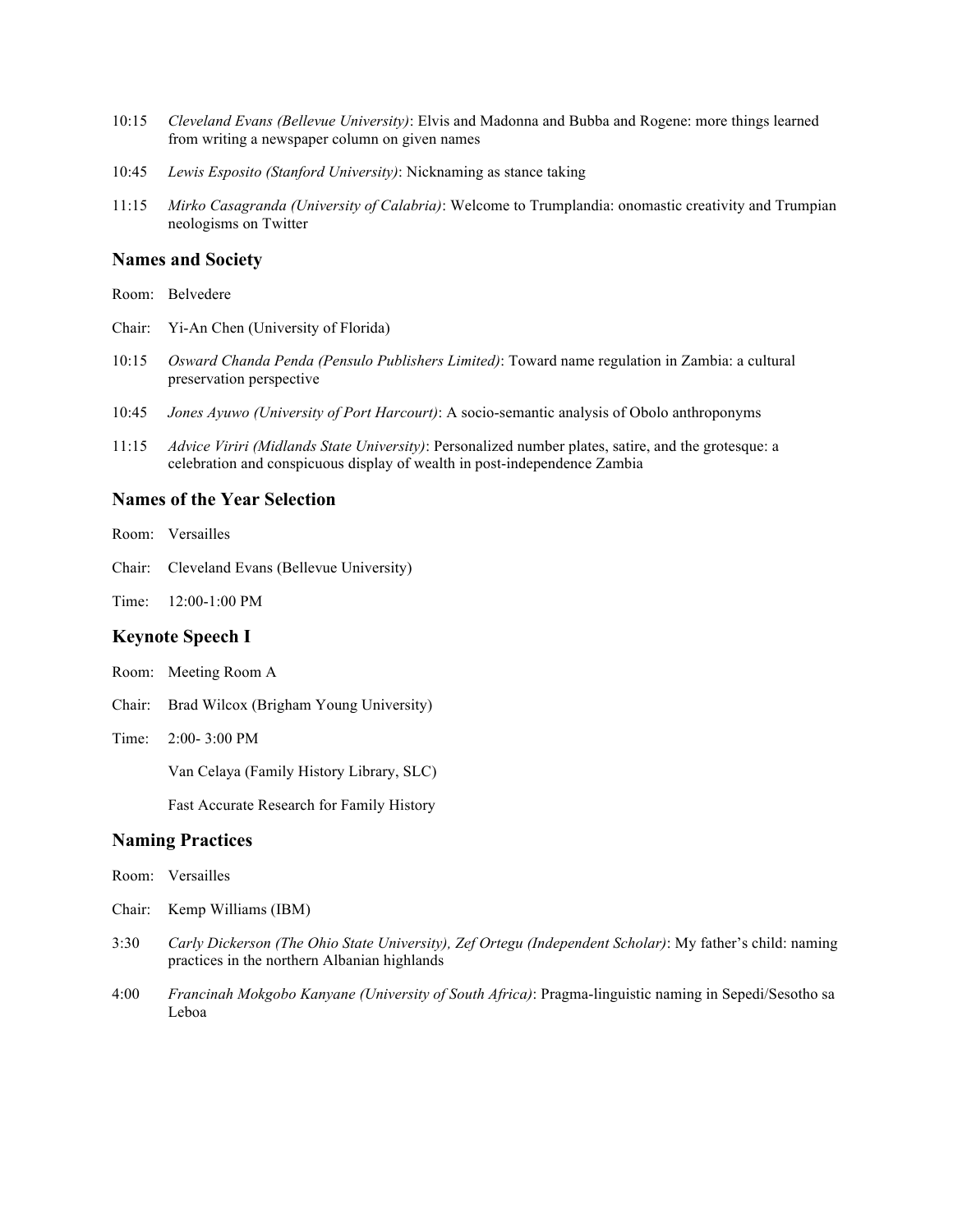10:15 *Cleveland Evans (Bellevue University)*: Elvis and Madonna and Bubba and Rogene: more things learned from writing a newspaper column on given names

10:45 *Lewis Esposito (Stanford University)*: Nicknaming as stance taking

11:15 *Mirko Casagranda (University of Calabria)*: Welcome to Trumplandia: onomastic creativity and Trumpian neologisms on Twitter

### Names and Society

Room: Belvedere

Chair: Yi-An Chen (University of Florida)

10:15 *Osward Chanda Penda (Pensulo Publishers Limited)*: Toward name regulation in Zambia: a cultural preservation perspective

10:45 *Jones Ayuwo (University of Port Harcourt)*: A socio-semantic analysis of Obolo anthroponyms

11:15 *Advice Viriri (Midlands State University)*: Personalized number plates, satire, and the grotesque: a celebration and conspicuous display of wealth in post-independence Zambia

### Names of the Year Selection

Room: Versailles

Chair: Cleveland Evans (Bellevue University)

Time: 12:00-1:00 PM

### Keynote Speech I

Room: Meeting Room A

Chair: Brad Wilcox (Brigham Young University)

Time: 2:00- 3:00 PM

Van Celaya (Family History Library, SLC)

Fast Accurate Research for Family History

### Naming Practices

Room: Versailles

Chair: Kemp Williams (IBM)

3:30 *Carly Dickerson (The Ohio State University), Zef Ortegu (Independent Scholar)*: My father's child: naming practices in the northern Albanian highlands

4:00 *Francinah Mokgobo Kanyane (University of South Africa)*: Pragma-linguistic naming in Sepedi/Sesotho sa Leboa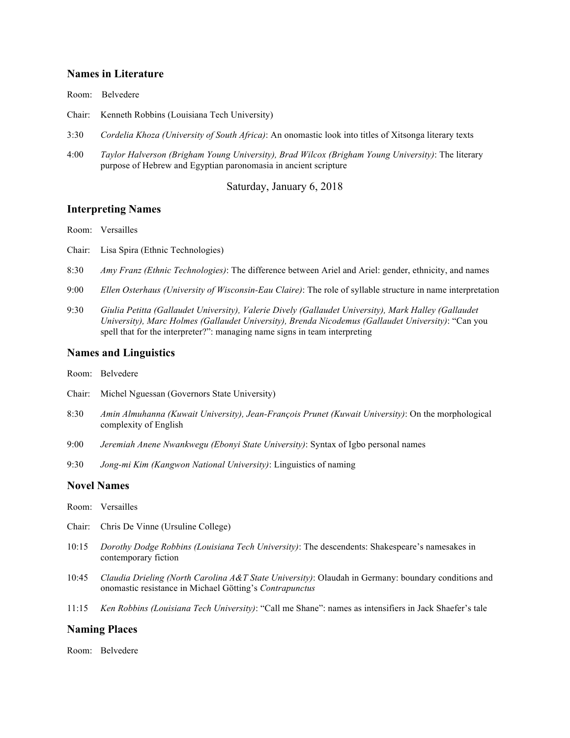### Names in Literature

Room: Belvedere

Chair: Kenneth Robbins (Louisiana Tech University)

3:30 *Cordelia Khoza (University of South Africa)*: An onomastic look into titles of Xitsonga literary texts

4:00 *Taylor Halverson (Brigham Young University), Brad Wilcox (Brigham Young University)*: The literary purpose of Hebrew and Egyptian paronomasia in ancient scripture

## Saturday, January 6, 2018

### Interpreting Names

Room: Versailles

Chair: Lisa Spira (Ethnic Technologies)

8:30 *Amy Franz (Ethnic Technologies)*: The difference between Ariel and Ariel: gender, ethnicity, and names

9:00 *Ellen Osterhaus (University of Wisconsin-Eau Claire)*: The role of syllable structure in name interpretation

9:30 *Giulia Petitta (Gallaudet University), Valerie Dively (Gallaudet University), Mark Halley (Gallaudet University), Marc Holmes (Gallaudet University), Brenda Nicodemus (Gallaudet University)*: "Can you spell that for the interpreter?": managing name signs in team interpreting

### Names and Linguistics

Room: Belvedere

Chair: Michel Nguessan (Governors State University)

8:30 *Amin Almuhanna (Kuwait University), Jean-François Prunet (Kuwait University)*: On the morphological complexity of English

9:00 *Jeremiah Anene Nwankwegu (Ebonyi State University)*: Syntax of Igbo personal names

9:30 *Jong-mi Kim (Kangwon National University)*: Linguistics of naming

### Novel Names

Room: Versailles

Chair: Chris De Vinne (Ursuline College)

10:15 *Dorothy Dodge Robbins (Louisiana Tech University)*: The descendents: Shakespeare's namesakes in contemporary fiction

10:45 *Claudia Drieling (North Carolina A&T State University)*: Olaudah in Germany: boundary conditions and onomastic resistance in Michael Götting's *Contrapunctus*

11:15 *Ken Robbins (Louisiana Tech University)*: "Call me Shane": names as intensifiers in Jack Shaefer's tale

### Naming Places

Room: Belvedere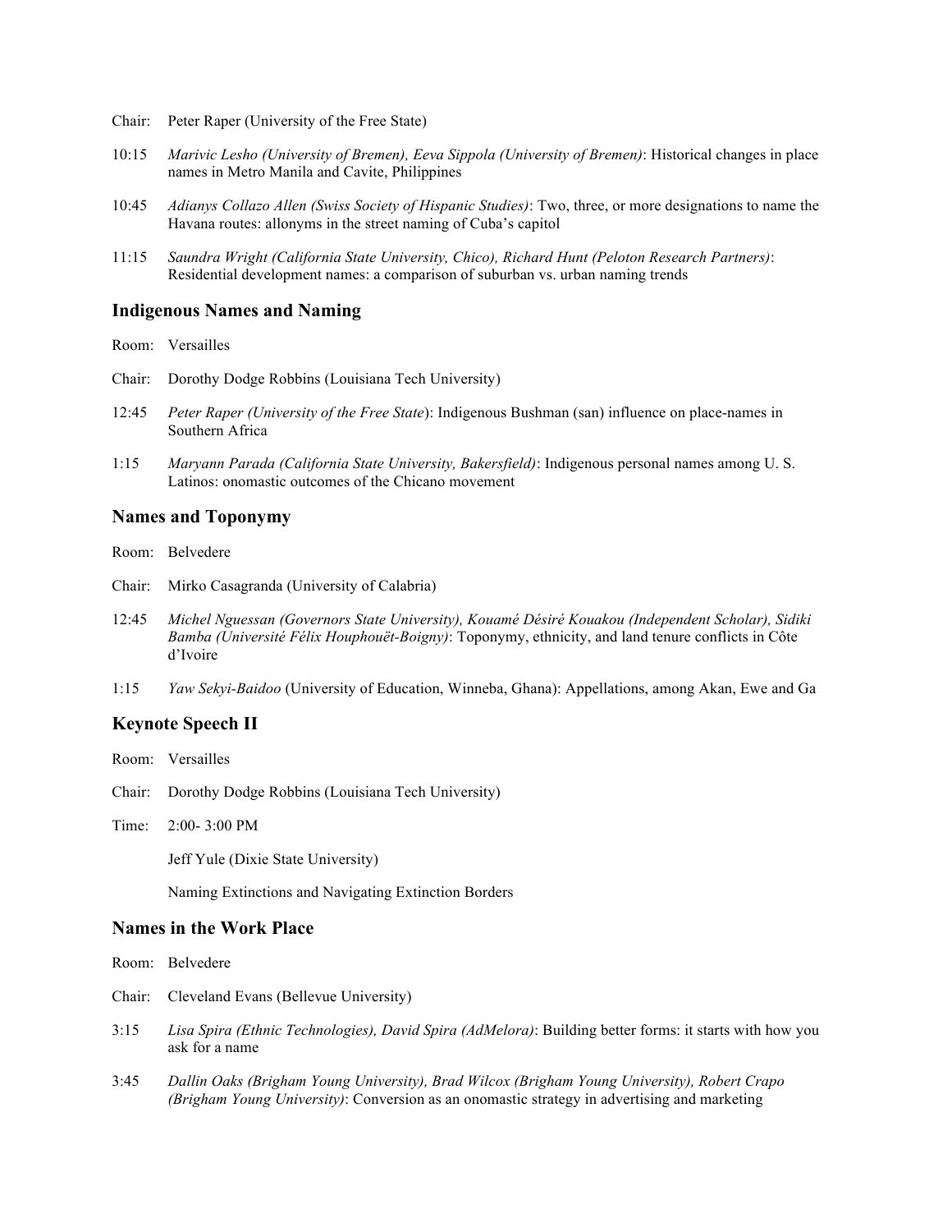Chair: Peter Raper (University of the Free State)

10:15 *Marivic Lesho (University of Bremen), Eeva Sippola (University of Bremen)*: Historical changes in place names in Metro Manila and Cavite, Philippines

10:45 *Adianys Collazo Allen (Swiss Society of Hispanic Studies)*: Two, three, or more designations to name the Havana routes: allonyms in the street naming of Cuba's capitol

11:15 *Saundra Wright (California State University, Chico), Richard Hunt (Peloton Research Partners)*: Residential development names: a comparison of suburban vs. urban naming trends

## Indigenous Names and Naming

Room: Versailles

Chair: Dorothy Dodge Robbins (Louisiana Tech University)

12:45 *Peter Raper (University of the Free State*): Indigenous Bushman (san) influence on place-names in Southern Africa

1:15 *Maryann Parada (California State University, Bakersfield)*: Indigenous personal names among U. S. Latinos: onomastic outcomes of the Chicano movement

## Names and Toponymy

Room: Belvedere

Chair: Mirko Casagranda (University of Calabria)

12:45 *Michel Nguessan (Governors State University), Kouamé Désiré Kouakou (Independent Scholar), Sidiki Bamba (Université Félix Houphouët-Boigny)*: Toponymy, ethnicity, and land tenure conflicts in Côte d'Ivoire

1:15 *Yaw Sekyi-Baidoo* (University of Education, Winneba, Ghana): Appellations, among Akan, Ewe and Ga

## Keynote Speech II

Room: Versailles

Chair: Dorothy Dodge Robbins (Louisiana Tech University)

Time: 2:00- 3:00 PM

Jeff Yule (Dixie State University)

Naming Extinctions and Navigating Extinction Borders

## Names in the Work Place

Room: Belvedere

Chair: Cleveland Evans (Bellevue University)

3:15 *Lisa Spira (Ethnic Technologies), David Spira (AdMelora)*: Building better forms: it starts with how you ask for a name

3:45 *Dallin Oaks (Brigham Young University), Brad Wilcox (Brigham Young University), Robert Crapo (Brigham Young University)*: Conversion as an onomastic strategy in advertising and marketing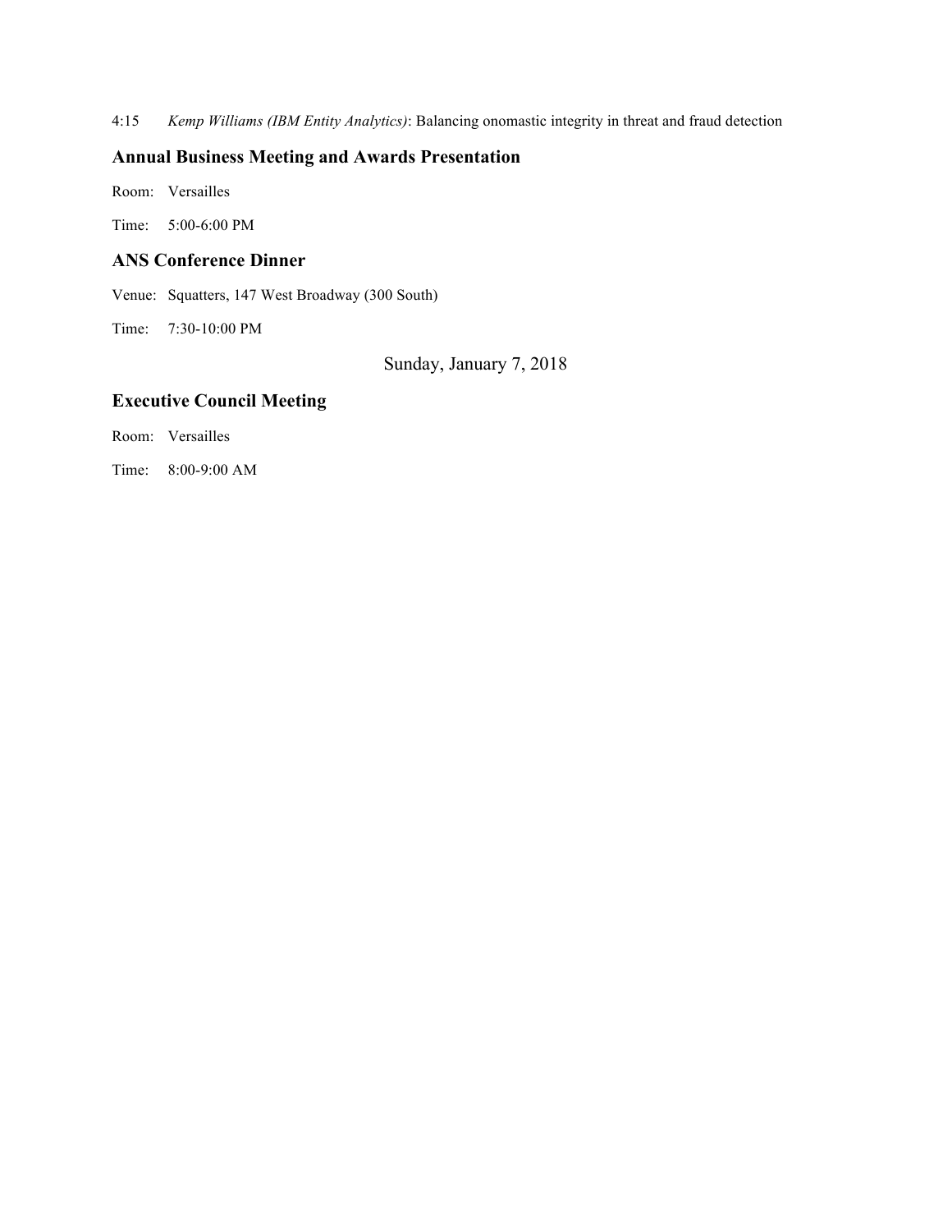4:15 *Kemp Williams (IBM Entity Analytics)*: Balancing onomastic integrity in threat and fraud detection

### Annual Business Meeting and Awards Presentation

Room: Versailles

Time: 5:00-6:00 PM

### ANS Conference Dinner

Venue: Squatters, 147 West Broadway (300 South)

Time: 7:30-10:00 PM

## Sunday, January 7, 2018

### Executive Council Meeting

Room: Versailles

Time: 8:00-9:00 AM